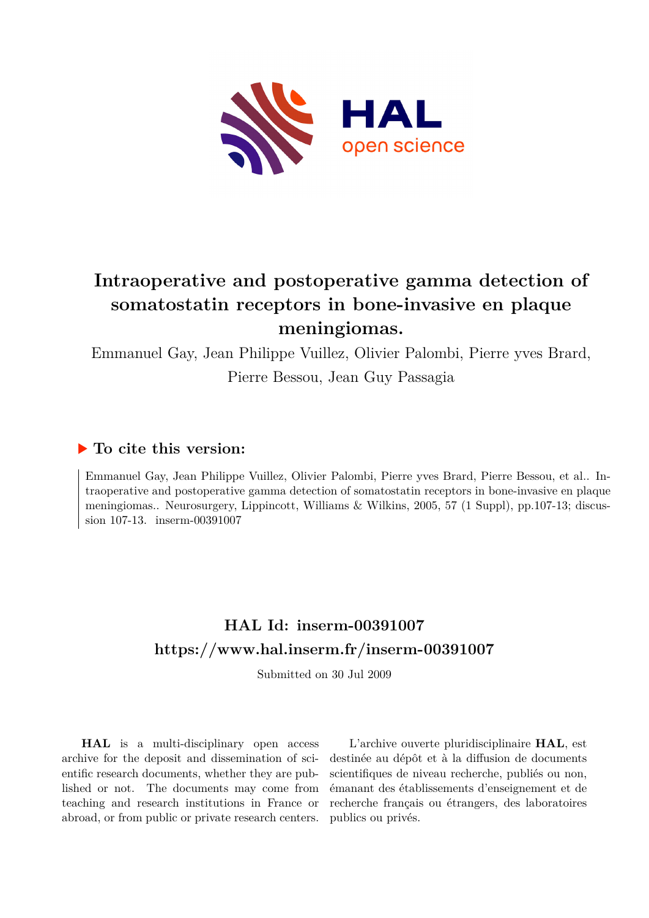# Intraoperative and postoperative gamma detection of somatostatin receptors in bone-invasive en plaque meningiomas.

Emmanuel Gay, Jean Philippe Vuillez, Olivier Palombi, Pierre yves Brard, Pierre Bessou, Jean Guy Passagia

## ▶ To cite this version:

Emmanuel Gay, Jean Philippe Vuillez, Olivier Palombi, Pierre yves Brard, Pierre Bessou, et al.. Intraoperative and postoperative gamma detection of somatostatin receptors in bone-invasive en plaque meningiomas.. Neurosurgery, Lippincott, Williams & Wilkins, 2005, 57 (1 Suppl), pp.107-13; discussion 107-13. inserm-00391007

## HAL Id: inserm-00391007
## https://www.hal.inserm.fr/inserm-00391007

Submitted on 30 Jul 2009

**HAL** is a multi-disciplinary open access archive for the deposit and dissemination of scientific research documents, whether they are published or not. The documents may come from teaching and research institutions in France or abroad, or from public or private research centers.

L'archive ouverte pluridisciplinaire **HAL**, est destinée au dépôt et à la diffusion de documents scientifiques de niveau recherche, publiés ou non, émanant des établissements d'enseignement et de recherche français ou étrangers, des laboratoires publics ou privés.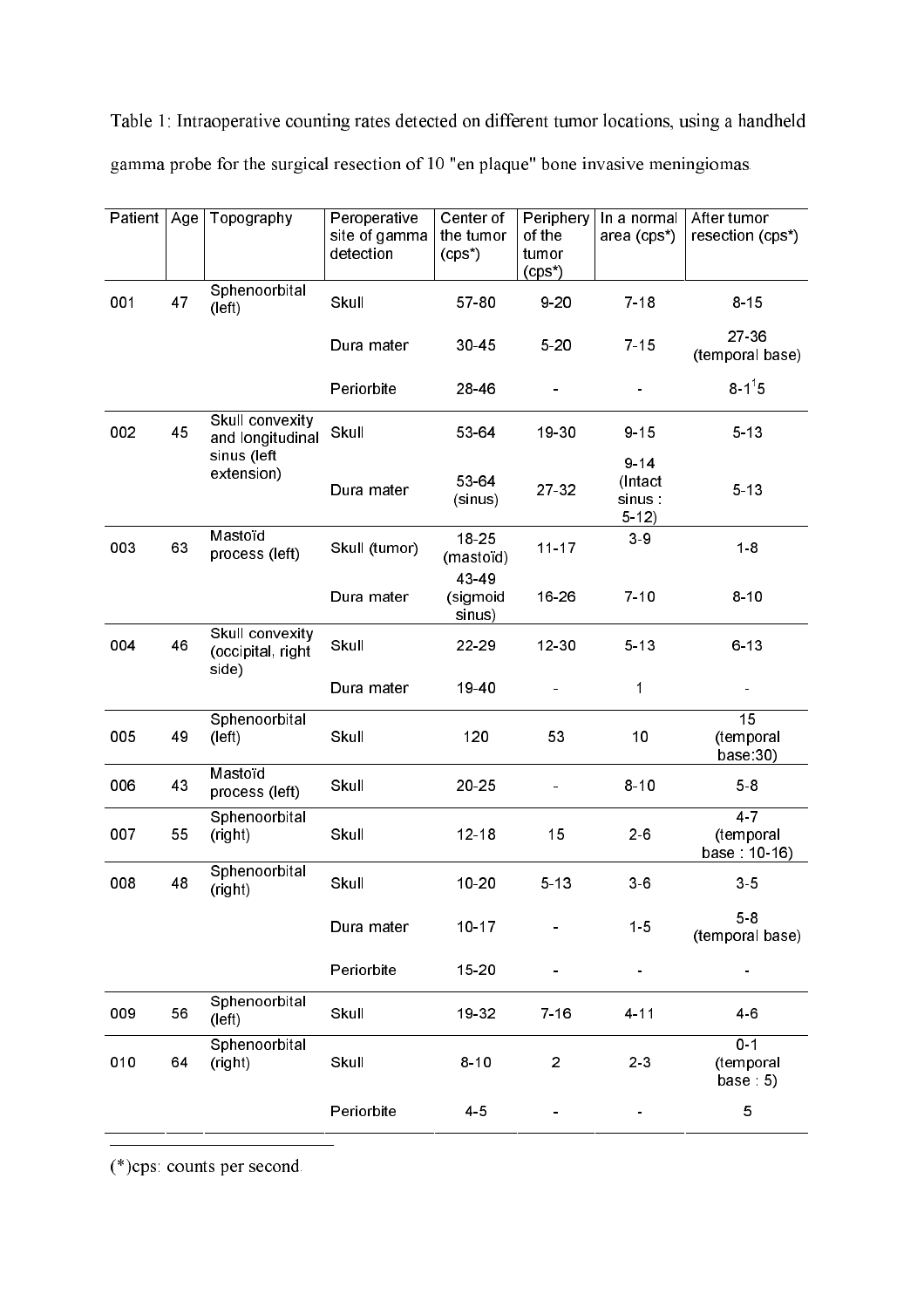Table 1: Intraoperative counting rates detected on different tumor locations, using a handheld gamma probe for the surgical resection of 10 "en plaque" bone invasive meningiomas.

| Patient | Age | Topography | Peroperative site of gamma detection | Center of the tumor (cps*) | Periphery of the tumor (cps*) | In a normal area (cps*) | After tumor resection (cps*) |
|---|---|---|---|---|---|---|---|
| 001 | 47 | Sphenoorbital (left) | Skull | 57-80 | 9-20 | 7-18 | 8-15 |
| | | | Dura mater | 30-45 | 5-20 | 7-15 | 27-36 (temporal base) |
| | | | Periorbite | 28-46 | - | - | 8-1[1]5 |
| 002 | 45 | Skull convexity and longitudinal sinus (left extension) | Skull | 53-64 | 19-30 | 9-15 | 5-13 |
| | | | Dura mater | 53-64 (sinus) | 27-32 | 9-14 (Intact sinus : 5-12) | 5-13 |
| 003 | 63 | Mastoïd process (left) | Skull (tumor) | 18-25 (mastoïd) | 11-17 | 3-9 | 1-8 |
| | | | Dura mater | 43-49 (sigmoid sinus) | 16-26 | 7-10 | 8-10 |
| 004 | 46 | Skull convexity (occipital, right side) | Skull | 22-29 | 12-30 | 5-13 | 6-13 |
| | | | Dura mater | 19-40 | - | 1 | - |
| 005 | 49 | Sphenoorbital (left) | Skull | 120 | 53 | 10 | 15 (temporal base:30) |
| 006 | 43 | Mastoïd process (left) | Skull | 20-25 | - | 8-10 | 5-8 |
| 007 | 55 | Sphenoorbital (right) | Skull | 12-18 | 15 | 2-6 | 4-7 (temporal base : 10-16) |
| 008 | 48 | Sphenoorbital (right) | Skull | 10-20 | 5-13 | 3-6 | 3-5 |
| | | | Dura mater | 10-17 | - | 1-5 | 5-8 (temporal base) |
| | | | Periorbite | 15-20 | - | - | - |
| 009 | 56 | Sphenoorbital (left) | Skull | 19-32 | 7-16 | 4-11 | 4-6 |
| 010 | 64 | Sphenoorbital (right) | Skull | 8-10 | 2 | 2-3 | 0-1 (temporal base : 5) |
| | | | Periorbite | 4-5 | - | - | 5 |

(*)cps: counts per second.